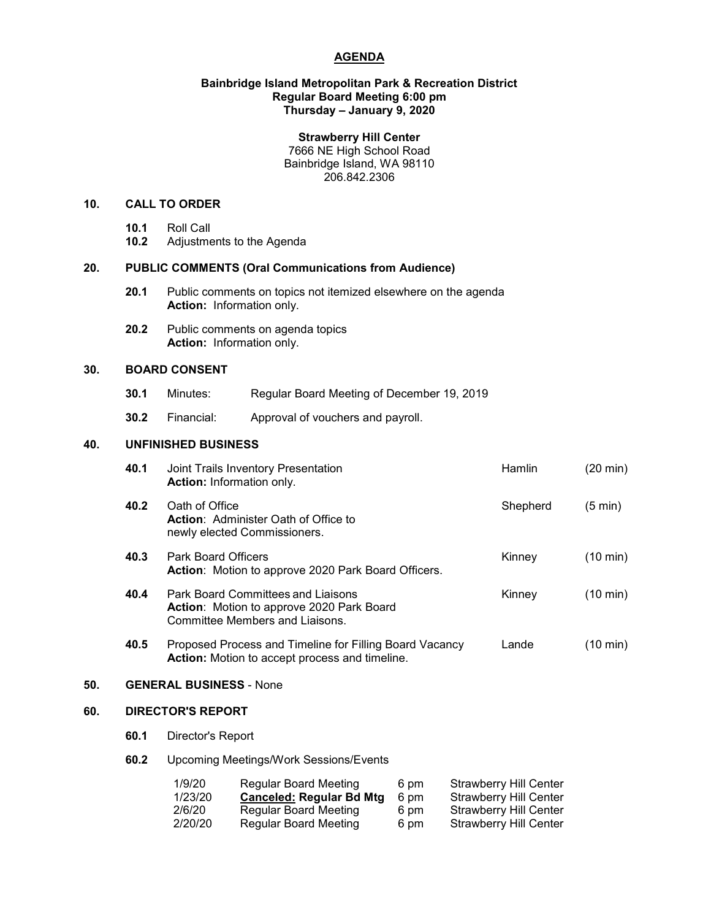# AGENDA

**Bainbridge Island Metropolitan Park & Recreation District**
**Regular Board Meeting 6:00 pm**
**Thursday – January 9, 2020**

**Strawberry Hill Center**
7666 NE High School Road
Bainbridge Island, WA 98110
206.842.2306

## 10. CALL TO ORDER

**10.1** Roll Call
**10.2** Adjustments to the Agenda

## 20. PUBLIC COMMENTS (Oral Communications from Audience)

**20.1** Public comments on topics not itemized elsewhere on the agenda
**Action:** Information only.

**20.2** Public comments on agenda topics
**Action:** Information only.

## 30. BOARD CONSENT

**30.1** Minutes: Regular Board Meeting of December 19, 2019

**30.2** Financial: Approval of vouchers and payroll.

## 40. UNFINISHED BUSINESS

| | | | |
|---|---|---|---|
| **40.1** | Joint Trails Inventory Presentation<br>**Action:** Information only. | Hamlin | (20 min) |
| **40.2** | Oath of Office<br>**Action**: Administer Oath of Office to newly elected Commissioners. | Shepherd | (5 min) |
| **40.3** | Park Board Officers<br>**Action**: Motion to approve 2020 Park Board Officers. | Kinney | (10 min) |
| **40.4** | Park Board Committees and Liaisons<br>**Action**: Motion to approve 2020 Park Board Committee Members and Liaisons. | Kinney | (10 min) |
| **40.5** | Proposed Process and Timeline for Filling Board Vacancy<br>**Action:** Motion to accept process and timeline. | Lande | (10 min) |

## 50. GENERAL BUSINESS - None

## 60. DIRECTOR'S REPORT

**60.1** Director's Report

**60.2** Upcoming Meetings/Work Sessions/Events

| | | | |
|---|---|---|---|
| 1/9/20 | Regular Board Meeting | 6 pm | Strawberry Hill Center |
| 1/23/20 | **Canceled: Regular Bd Mtg** | 6 pm | Strawberry Hill Center |
| 2/6/20 | Regular Board Meeting | 6 pm | Strawberry Hill Center |
| 2/20/20 | Regular Board Meeting | 6 pm | Strawberry Hill Center |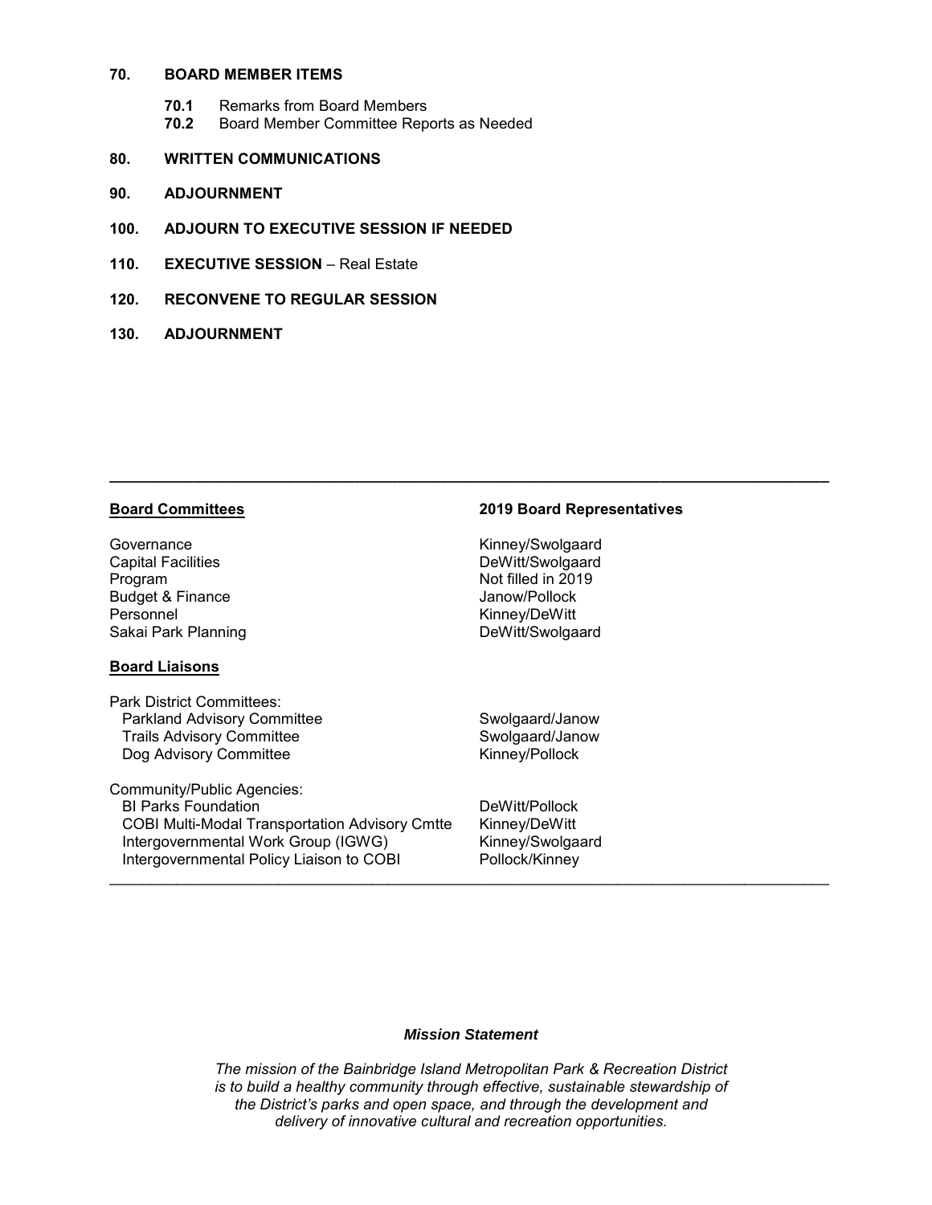**70. BOARD MEMBER ITEMS**

- **70.1** Remarks from Board Members
- **70.2** Board Member Committee Reports as Needed

**80. WRITTEN COMMUNICATIONS**

**90. ADJOURNMENT**

**100. ADJOURN TO EXECUTIVE SESSION IF NEEDED**

**110. EXECUTIVE SESSION** – Real Estate

**120. RECONVENE TO REGULAR SESSION**

**130. ADJOURNMENT**

---

| **Board Committees** | **2019 Board Representatives** |
|---|---|
| Governance | Kinney/Swolgaard |
| Capital Facilities | DeWitt/Swolgaard |
| Program | Not filled in 2019 |
| Budget & Finance | Janow/Pollock |
| Personnel | Kinney/DeWitt |
| Sakai Park Planning | DeWitt/Swolgaard |

**Board Liaisons**

| | |
|---|---|
| Park District Committees: | |
| Parkland Advisory Committee | Swolgaard/Janow |
| Trails Advisory Committee | Swolgaard/Janow |
| Dog Advisory Committee | Kinney/Pollock |
| Community/Public Agencies: | |
| BI Parks Foundation | DeWitt/Pollock |
| COBI Multi-Modal Transportation Advisory Cmtte | Kinney/DeWitt |
| Intergovernmental Work Group (IGWG) | Kinney/Swolgaard |
| Intergovernmental Policy Liaison to COBI | Pollock/Kinney |

---

***Mission Statement***

*The mission of the Bainbridge Island Metropolitan Park & Recreation District is to build a healthy community through effective, sustainable stewardship of the District's parks and open space, and through the development and delivery of innovative cultural and recreation opportunities.*